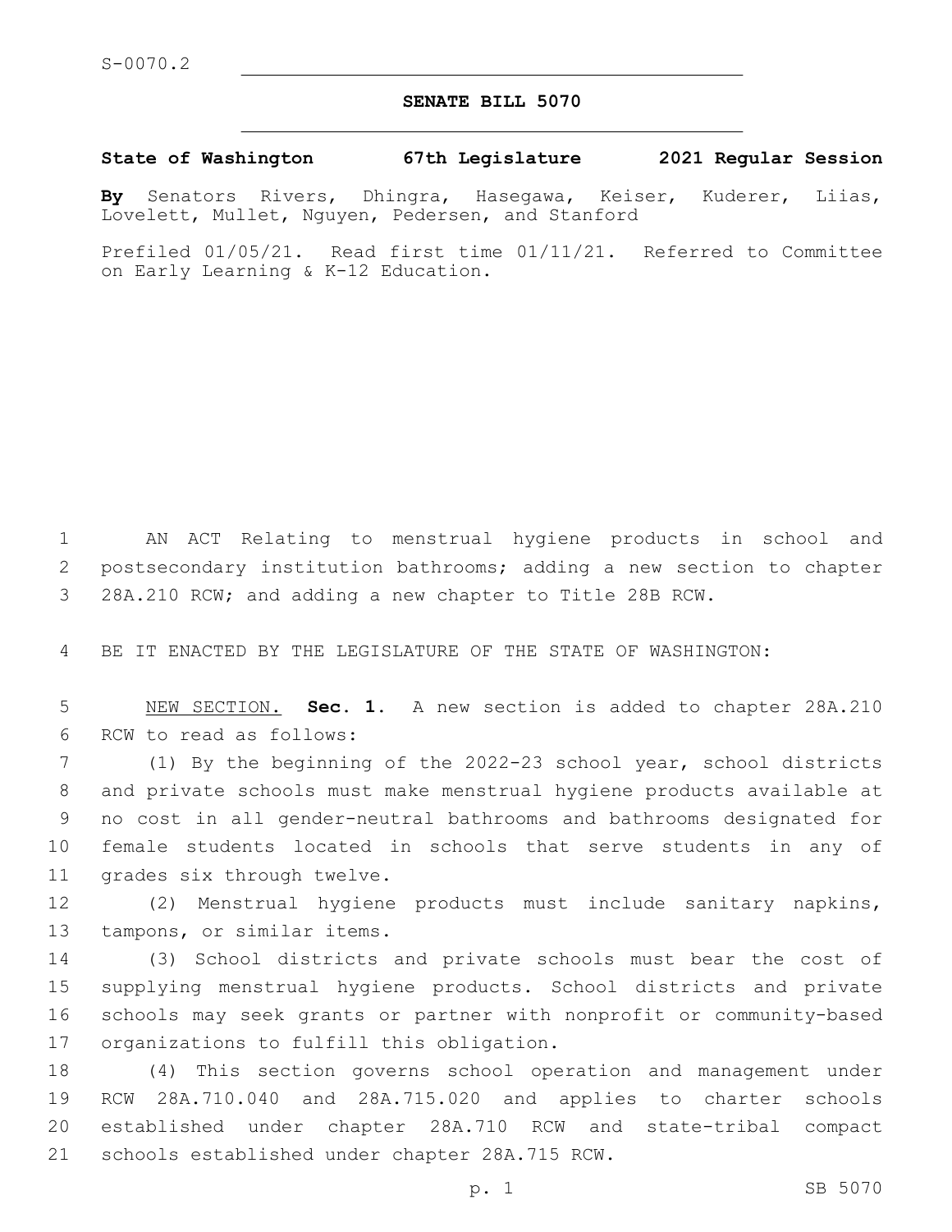S-0070.2

# SENATE BILL 5070

**State of Washington 67th Legislature 2021 Regular Session**

**By** Senators Rivers, Dhingra, Hasegawa, Keiser, Kuderer, Liias, Lovelett, Mullet, Nguyen, Pedersen, and Stanford

Prefiled 01/05/21. Read first time 01/11/21. Referred to Committee on Early Learning & K-12 Education.

AN ACT Relating to menstrual hygiene products in school and postsecondary institution bathrooms; adding a new section to chapter 28A.210 RCW; and adding a new chapter to Title 28B RCW.

BE IT ENACTED BY THE LEGISLATURE OF THE STATE OF WASHINGTON:

NEW SECTION. **Sec. 1.** A new section is added to chapter 28A.210 RCW to read as follows:

(1) By the beginning of the 2022-23 school year, school districts and private schools must make menstrual hygiene products available at no cost in all gender-neutral bathrooms and bathrooms designated for female students located in schools that serve students in any of grades six through twelve.

(2) Menstrual hygiene products must include sanitary napkins, tampons, or similar items.

(3) School districts and private schools must bear the cost of supplying menstrual hygiene products. School districts and private schools may seek grants or partner with nonprofit or community-based organizations to fulfill this obligation.

(4) This section governs school operation and management under RCW 28A.710.040 and 28A.715.020 and applies to charter schools established under chapter 28A.710 RCW and state-tribal compact schools established under chapter 28A.715 RCW.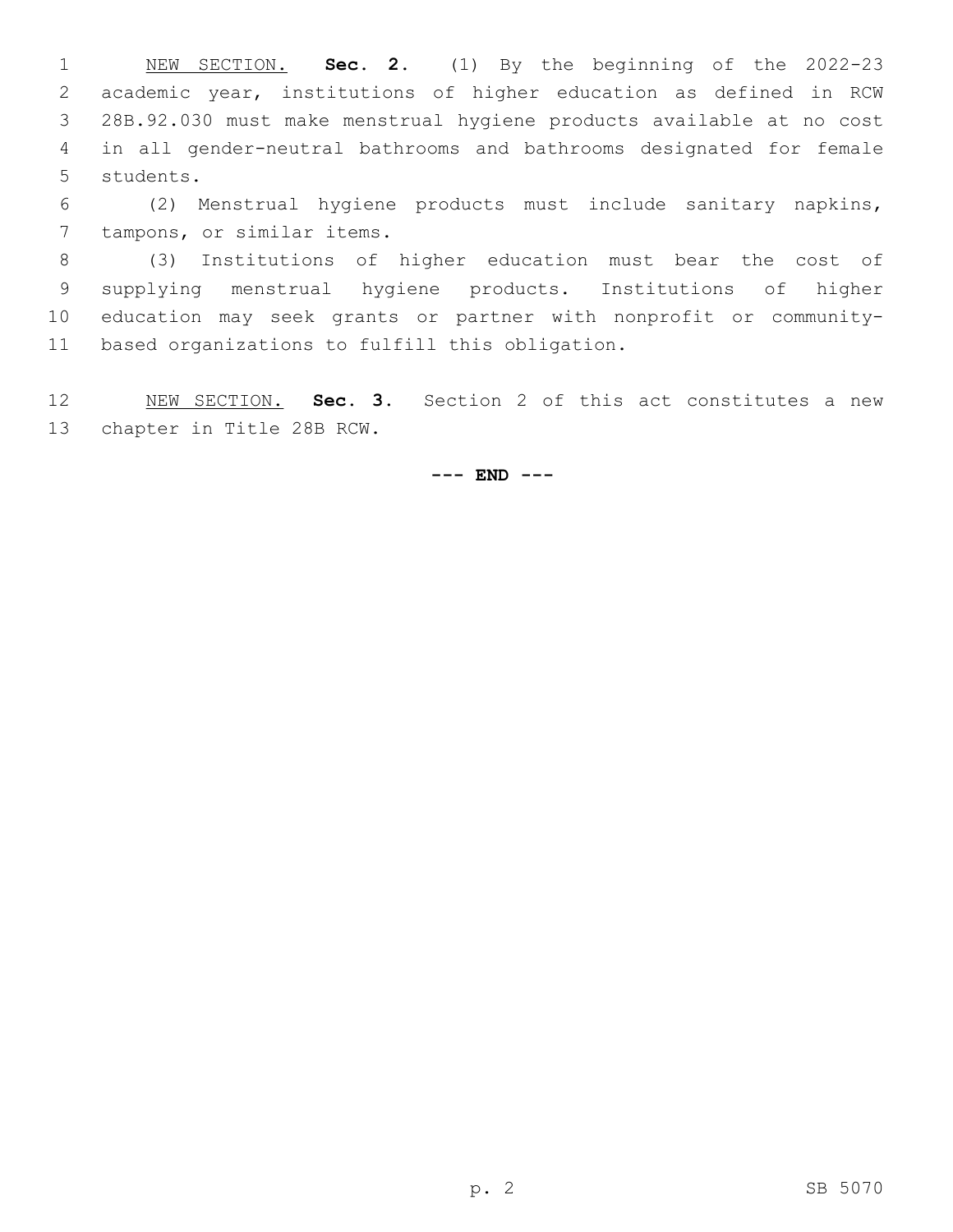NEW SECTION. **Sec. 2.** (1) By the beginning of the 2022-23 academic year, institutions of higher education as defined in RCW 28B.92.030 must make menstrual hygiene products available at no cost in all gender-neutral bathrooms and bathrooms designated for female students.

(2) Menstrual hygiene products must include sanitary napkins, tampons, or similar items.

(3) Institutions of higher education must bear the cost of supplying menstrual hygiene products. Institutions of higher education may seek grants or partner with nonprofit or community-based organizations to fulfill this obligation.

NEW SECTION. **Sec. 3.** Section 2 of this act constitutes a new chapter in Title 28B RCW.

**--- END ---**